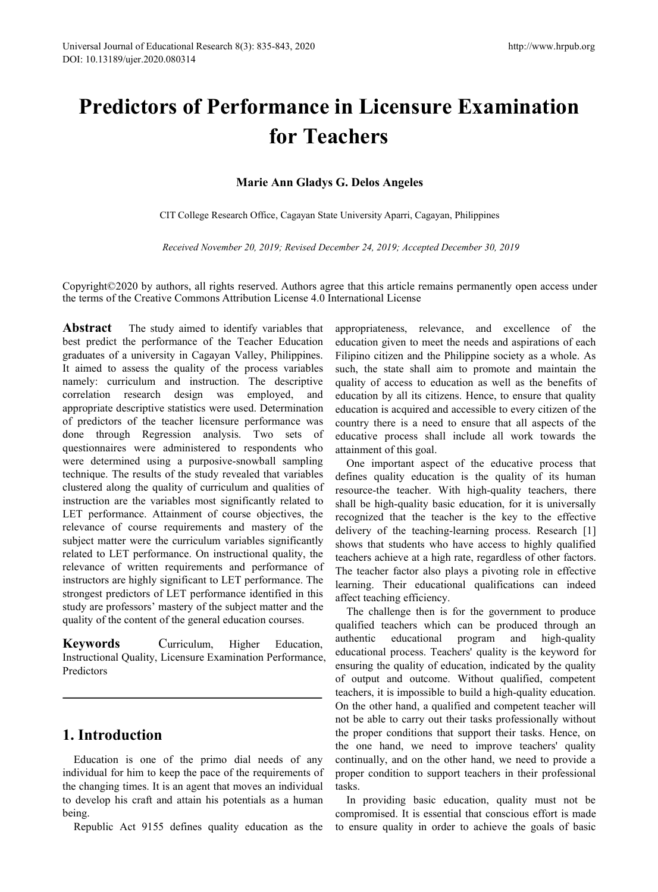# Predictors of Performance in Licensure Examination for Teachers

**Marie Ann Gladys G. Delos Angeles**

CIT College Research Office, Cagayan State University Aparri, Cagayan, Philippines

*Received November 20, 2019; Revised December 24, 2019; Accepted December 30, 2019*

Copyright©2020 by authors, all rights reserved. Authors agree that this article remains permanently open access under the terms of the Creative Commons Attribution License 4.0 International License

**Abstract** The study aimed to identify variables that best predict the performance of the Teacher Education graduates of a university in Cagayan Valley, Philippines. It aimed to assess the quality of the process variables namely: curriculum and instruction. The descriptive correlation research design was employed, and appropriate descriptive statistics were used. Determination of predictors of the teacher licensure performance was done through Regression analysis. Two sets of questionnaires were administered to respondents who were determined using a purposive-snowball sampling technique. The results of the study revealed that variables clustered along the quality of curriculum and qualities of instruction are the variables most significantly related to LET performance. Attainment of course objectives, the relevance of course requirements and mastery of the subject matter were the curriculum variables significantly related to LET performance. On instructional quality, the relevance of written requirements and performance of instructors are highly significant to LET performance. The strongest predictors of LET performance identified in this study are professors' mastery of the subject matter and the quality of the content of the general education courses.

**Keywords** Curriculum, Higher Education, Instructional Quality, Licensure Examination Performance, Predictors

## 1. Introduction

Education is one of the primo dial needs of any individual for him to keep the pace of the requirements of the changing times. It is an agent that moves an individual to develop his craft and attain his potentials as a human being.

Republic Act 9155 defines quality education as the appropriateness, relevance, and excellence of the education given to meet the needs and aspirations of each Filipino citizen and the Philippine society as a whole. As such, the state shall aim to promote and maintain the quality of access to education as well as the benefits of education by all its citizens. Hence, to ensure that quality education is acquired and accessible to every citizen of the country there is a need to ensure that all aspects of the educative process shall include all work towards the attainment of this goal.

One important aspect of the educative process that defines quality education is the quality of its human resource-the teacher. With high-quality teachers, there shall be high-quality basic education, for it is universally recognized that the teacher is the key to the effective delivery of the teaching-learning process. Research [1] shows that students who have access to highly qualified teachers achieve at a high rate, regardless of other factors. The teacher factor also plays a pivoting role in effective learning. Their educational qualifications can indeed affect teaching efficiency.

The challenge then is for the government to produce qualified teachers which can be produced through an authentic educational program and high-quality educational process. Teachers' quality is the keyword for ensuring the quality of education, indicated by the quality of output and outcome. Without qualified, competent teachers, it is impossible to build a high-quality education. On the other hand, a qualified and competent teacher will not be able to carry out their tasks professionally without the proper conditions that support their tasks. Hence, on the one hand, we need to improve teachers' quality continually, and on the other hand, we need to provide a proper condition to support teachers in their professional tasks.

In providing basic education, quality must not be compromised. It is essential that conscious effort is made to ensure quality in order to achieve the goals of basic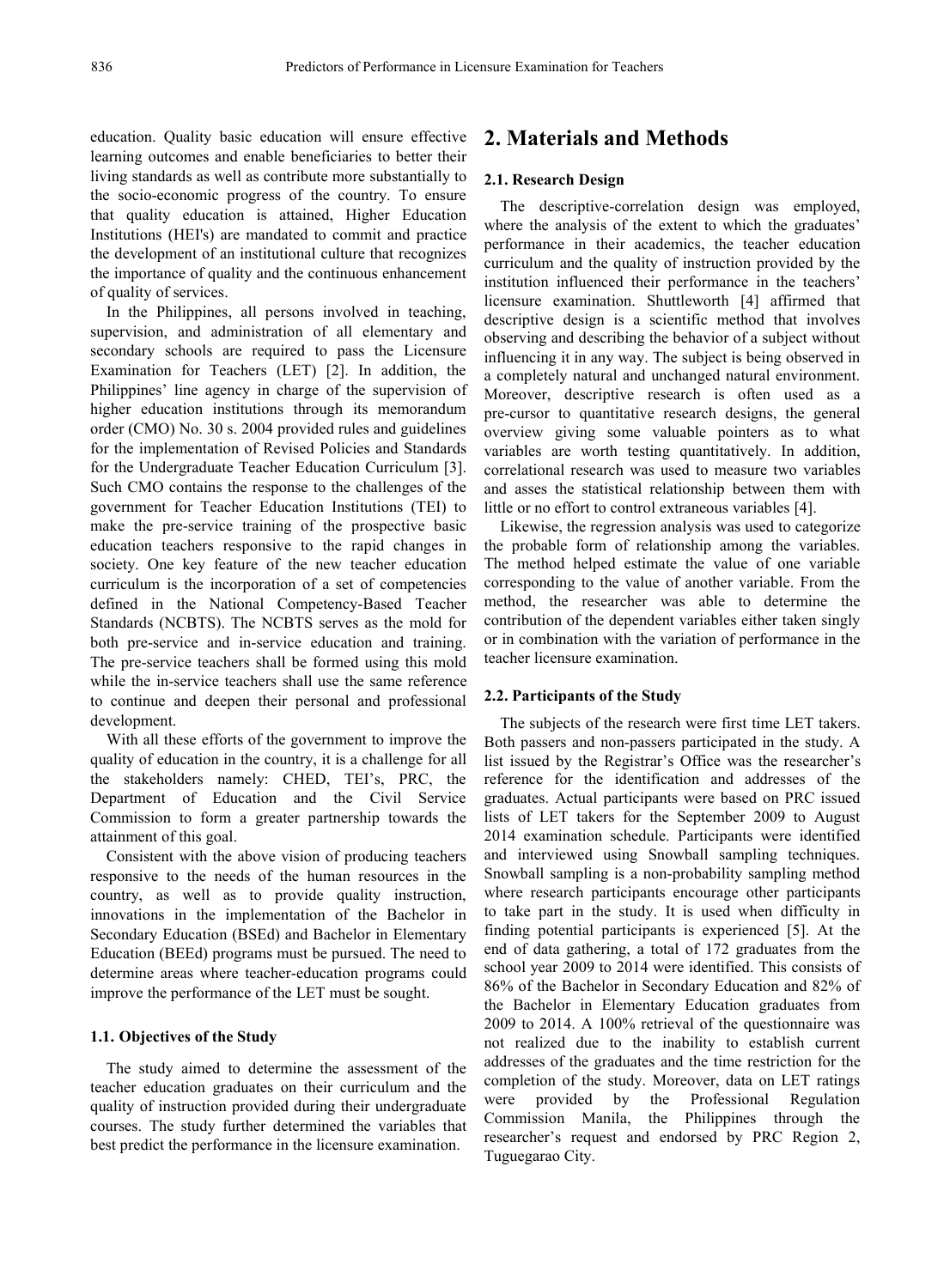education. Quality basic education will ensure effective learning outcomes and enable beneficiaries to better their living standards as well as contribute more substantially to the socio-economic progress of the country. To ensure that quality education is attained, Higher Education Institutions (HEI's) are mandated to commit and practice the development of an institutional culture that recognizes the importance of quality and the continuous enhancement of quality of services.

In the Philippines, all persons involved in teaching, supervision, and administration of all elementary and secondary schools are required to pass the Licensure Examination for Teachers (LET) [2]. In addition, the Philippines' line agency in charge of the supervision of higher education institutions through its memorandum order (CMO) No. 30 s. 2004 provided rules and guidelines for the implementation of Revised Policies and Standards for the Undergraduate Teacher Education Curriculum [3]. Such CMO contains the response to the challenges of the government for Teacher Education Institutions (TEI) to make the pre-service training of the prospective basic education teachers responsive to the rapid changes in society. One key feature of the new teacher education curriculum is the incorporation of a set of competencies defined in the National Competency-Based Teacher Standards (NCBTS). The NCBTS serves as the mold for both pre-service and in-service education and training. The pre-service teachers shall be formed using this mold while the in-service teachers shall use the same reference to continue and deepen their personal and professional development.

With all these efforts of the government to improve the quality of education in the country, it is a challenge for all the stakeholders namely: CHED, TEI's, PRC, the Department of Education and the Civil Service Commission to form a greater partnership towards the attainment of this goal.

Consistent with the above vision of producing teachers responsive to the needs of the human resources in the country, as well as to provide quality instruction, innovations in the implementation of the Bachelor in Secondary Education (BSEd) and Bachelor in Elementary Education (BEEd) programs must be pursued. The need to determine areas where teacher-education programs could improve the performance of the LET must be sought.

### 1.1. Objectives of the Study

The study aimed to determine the assessment of the teacher education graduates on their curriculum and the quality of instruction provided during their undergraduate courses. The study further determined the variables that best predict the performance in the licensure examination.

## 2. Materials and Methods

### 2.1. Research Design

The descriptive-correlation design was employed, where the analysis of the extent to which the graduates' performance in their academics, the teacher education curriculum and the quality of instruction provided by the institution influenced their performance in the teachers' licensure examination. Shuttleworth [4] affirmed that descriptive design is a scientific method that involves observing and describing the behavior of a subject without influencing it in any way. The subject is being observed in a completely natural and unchanged natural environment. Moreover, descriptive research is often used as a pre-cursor to quantitative research designs, the general overview giving some valuable pointers as to what variables are worth testing quantitatively. In addition, correlational research was used to measure two variables and asses the statistical relationship between them with little or no effort to control extraneous variables [4].

Likewise, the regression analysis was used to categorize the probable form of relationship among the variables. The method helped estimate the value of one variable corresponding to the value of another variable. From the method, the researcher was able to determine the contribution of the dependent variables either taken singly or in combination with the variation of performance in the teacher licensure examination.

### 2.2. Participants of the Study

The subjects of the research were first time LET takers. Both passers and non-passers participated in the study. A list issued by the Registrar's Office was the researcher's reference for the identification and addresses of the graduates. Actual participants were based on PRC issued lists of LET takers for the September 2009 to August 2014 examination schedule. Participants were identified and interviewed using Snowball sampling techniques. Snowball sampling is a non-probability sampling method where research participants encourage other participants to take part in the study. It is used when difficulty in finding potential participants is experienced [5]. At the end of data gathering, a total of 172 graduates from the school year 2009 to 2014 were identified. This consists of 86% of the Bachelor in Secondary Education and 82% of the Bachelor in Elementary Education graduates from 2009 to 2014. A 100% retrieval of the questionnaire was not realized due to the inability to establish current addresses of the graduates and the time restriction for the completion of the study. Moreover, data on LET ratings were provided by the Professional Regulation Commission Manila, the Philippines through the researcher's request and endorsed by PRC Region 2, Tuguegarao City.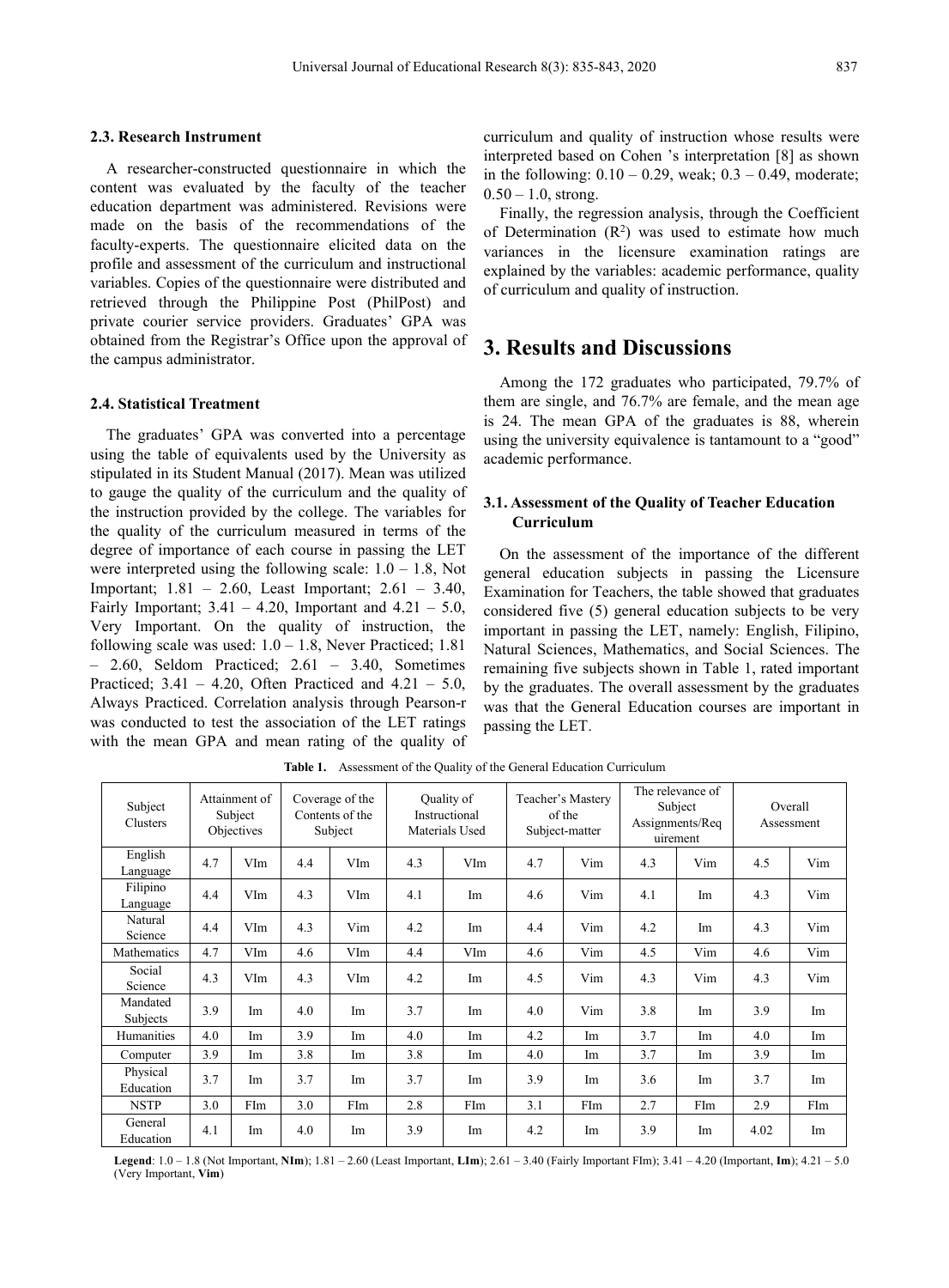### 2.3. Research Instrument

A researcher-constructed questionnaire in which the content was evaluated by the faculty of the teacher education department was administered. Revisions were made on the basis of the recommendations of the faculty-experts. The questionnaire elicited data on the profile and assessment of the curriculum and instructional variables. Copies of the questionnaire were distributed and retrieved through the Philippine Post (PhilPost) and private courier service providers. Graduates' GPA was obtained from the Registrar's Office upon the approval of the campus administrator.

### 2.4. Statistical Treatment

The graduates' GPA was converted into a percentage using the table of equivalents used by the University as stipulated in its Student Manual (2017). Mean was utilized to gauge the quality of the curriculum and the quality of the instruction provided by the college. The variables for the quality of the curriculum measured in terms of the degree of importance of each course in passing the LET were interpreted using the following scale: 1.0 – 1.8, Not Important; 1.81 – 2.60, Least Important; 2.61 – 3.40, Fairly Important; 3.41 – 4.20, Important and 4.21 – 5.0, Very Important. On the quality of instruction, the following scale was used: 1.0 – 1.8, Never Practiced; 1.81 – 2.60, Seldom Practiced; 2.61 – 3.40, Sometimes Practiced; 3.41 – 4.20, Often Practiced and 4.21 – 5.0, Always Practiced. Correlation analysis through Pearson-r was conducted to test the association of the LET ratings with the mean GPA and mean rating of the quality of curriculum and quality of instruction whose results were interpreted based on Cohen 's interpretation [8] as shown in the following: 0.10 – 0.29, weak; 0.3 – 0.49, moderate; 0.50 – 1.0, strong.

Finally, the regression analysis, through the Coefficient of Determination ($R^2$) was used to estimate how much variances in the licensure examination ratings are explained by the variables: academic performance, quality of curriculum and quality of instruction.

# 3. Results and Discussions

Among the 172 graduates who participated, 79.7% of them are single, and 76.7% are female, and the mean age is 24. The mean GPA of the graduates is 88, wherein using the university equivalence is tantamount to a "good" academic performance.

### 3.1. Assessment of the Quality of Teacher Education Curriculum

On the assessment of the importance of the different general education subjects in passing the Licensure Examination for Teachers, the table showed that graduates considered five (5) general education subjects to be very important in passing the LET, namely: English, Filipino, Natural Sciences, Mathematics, and Social Sciences. The remaining five subjects shown in Table 1, rated important by the graduates. The overall assessment by the graduates was that the General Education courses are important in passing the LET.

**Table 1.** Assessment of the Quality of the General Education Curriculum

| Subject Clusters | Attainment of Subject Objectives | | Coverage of the Contents of the Subject | | Quality of Instructional Materials Used | | Teacher's Mastery of the Subject-matter | | The relevance of Subject Assignments/Requirement | | Overall Assessment | |
|---|---|---|---|---|---|---|---|---|---|---|---|---|
| English Language | 4.7 | VIm | 4.4 | VIm | 4.3 | VIm | 4.7 | Vim | 4.3 | Vim | 4.5 | Vim |
| Filipino Language | 4.4 | VIm | 4.3 | VIm | 4.1 | Im | 4.6 | Vim | 4.1 | Im | 4.3 | Vim |
| Natural Science | 4.4 | VIm | 4.3 | Vim | 4.2 | Im | 4.4 | Vim | 4.2 | Im | 4.3 | Vim |
| Mathematics | 4.7 | VIm | 4.6 | VIm | 4.4 | VIm | 4.6 | Vim | 4.5 | Vim | 4.6 | Vim |
| Social Science | 4.3 | VIm | 4.3 | VIm | 4.2 | Im | 4.5 | Vim | 4.3 | Vim | 4.3 | Vim |
| Mandated Subjects | 3.9 | Im | 4.0 | Im | 3.7 | Im | 4.0 | Vim | 3.8 | Im | 3.9 | Im |
| Humanities | 4.0 | Im | 3.9 | Im | 4.0 | Im | 4.2 | Im | 3.7 | Im | 4.0 | Im |
| Computer | 3.9 | Im | 3.8 | Im | 3.8 | Im | 4.0 | Im | 3.7 | Im | 3.9 | Im |
| Physical Education | 3.7 | Im | 3.7 | Im | 3.7 | Im | 3.9 | Im | 3.6 | Im | 3.7 | Im |
| NSTP | 3.0 | FIm | 3.0 | FIm | 2.8 | FIm | 3.1 | FIm | 2.7 | FIm | 2.9 | FIm |
| General Education | 4.1 | Im | 4.0 | Im | 3.9 | Im | 4.2 | Im | 3.9 | Im | 4.02 | Im |

**Legend**: 1.0 – 1.8 (Not Important, **NIm**); 1.81 – 2.60 (Least Important, **LIm**); 2.61 – 3.40 (Fairly Important FIm); 3.41 – 4.20 (Important, **Im**); 4.21 – 5.0 (Very Important, **Vim**)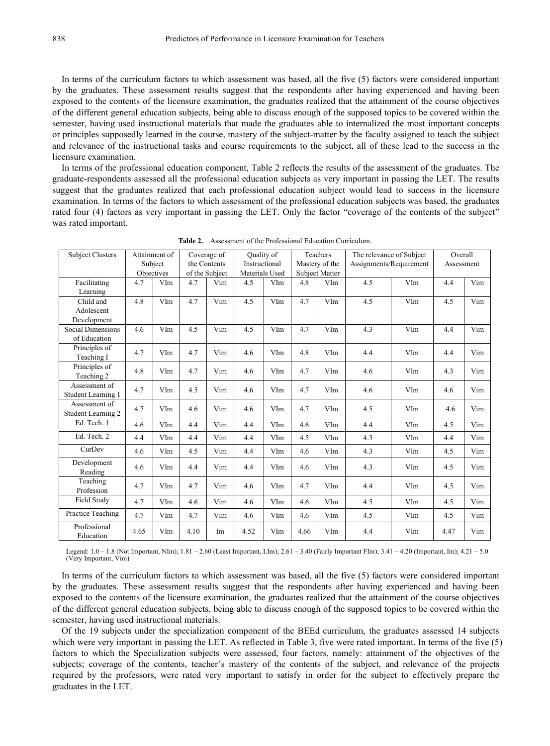In terms of the curriculum factors to which assessment was based, all the five (5) factors were considered important by the graduates. These assessment results suggest that the respondents after having experienced and having been exposed to the contents of the licensure examination, the graduates realized that the attainment of the course objectives of the different general education subjects, being able to discuss enough of the supposed topics to be covered within the semester, having used instructional materials that made the graduates able to internalized the most important concepts or principles supposedly learned in the course, mastery of the subject-matter by the faculty assigned to teach the subject and relevance of the instructional tasks and course requirements to the subject, all of these lead to the success in the licensure examination.

In terms of the professional education component, Table 2 reflects the results of the assessment of the graduates. The graduate-respondents assessed all the professional education subjects as very important in passing the LET. The results suggest that the graduates realized that each professional education subject would lead to success in the licensure examination. In terms of the factors to which assessment of the professional education subjects was based, the graduates rated four (4) factors as very important in passing the LET. Only the factor "coverage of the contents of the subject" was rated important.

**Table 2.** Assessment of the Professional Education Curriculum.

| Subject Clusters | Attainment of Subject Objectives | | Coverage of the Contents of the Subject | | Quality of Instructional Materials Used | | Teachers Mastery of the Subject Matter | | The relevance of Subject Assignments/Requirement | | Overall Assessment | |
|---|---|---|---|---|---|---|---|---|---|---|---|---|
| Facilitating Learning | 4.7 | VIm | 4.7 | Vim | 4.5 | VIm | 4.8 | VIm | 4.5 | VIm | 4.4 | Vim |
| Child and Adolescent Development | 4.8 | VIm | 4.7 | Vim | 4.5 | VIm | 4.7 | VIm | 4.5 | VIm | 4.5 | Vim |
| Social Dimensions of Education | 4.6 | VIm | 4.5 | Vim | 4.5 | VIm | 4.7 | VIm | 4.3 | VIm | 4.4 | Vim |
| Principles of Teaching I | 4.7 | VIm | 4.7 | Vim | 4.6 | VIm | 4.8 | VIm | 4.4 | VIm | 4.4 | Vim |
| Principles of Teaching 2 | 4.8 | VIm | 4.7 | Vim | 4.6 | VIm | 4.7 | VIm | 4.6 | VIm | 4.3 | Vim |
| Assessment of Student Learning 1 | 4.7 | VIm | 4.5 | Vim | 4.6 | VIm | 4.7 | VIm | 4.6 | VIm | 4.6 | Vim |
| Assessment of Student Learning 2 | 4.7 | VIm | 4.6 | Vim | 4.6 | VIm | 4.7 | VIm | 4.5 | VIm | 4.6 | Vim |
| Ed. Tech. 1 | 4.6 | VIm | 4.4 | Vim | 4.4 | VIm | 4.6 | VIm | 4.4 | VIm | 4.5 | Vim |
| Ed. Tech. 2 | 4.4 | VIm | 4.4 | Vim | 4.4 | VIm | 4.5 | VIm | 4.3 | VIm | 4.4 | Vim |
| CurDev | 4.6 | VIm | 4.5 | Vim | 4.4 | VIm | 4.6 | VIm | 4.3 | VIm | 4.5 | Vim |
| Development Reading | 4.6 | VIm | 4.4 | Vim | 4.4 | VIm | 4.6 | VIm | 4.3 | VIm | 4.5 | Vim |
| Teaching Profession | 4.7 | VIm | 4.7 | Vim | 4.6 | VIm | 4.7 | VIm | 4.4 | VIm | 4.5 | Vim |
| Field Study | 4.7 | VIm | 4.6 | Vim | 4.6 | VIm | 4.6 | VIm | 4.5 | VIm | 4.5 | Vim |
| Practice Teaching | 4.7 | VIm | 4.7 | Vim | 4.6 | VIm | 4.6 | VIm | 4.5 | VIm | 4.5 | Vim |
| Professional Education | 4.65 | VIm | 4.10 | Im | 4.52 | VIm | 4.66 | VIm | 4.4 | VIm | 4.47 | Vim |

Legend: 1.0 – 1.8 (Not Important, NIm); 1.81 – 2.60 (Least Important, LIm); 2.61 – 3.40 (Fairly Important FIm); 3.41 – 4.20 (Important, Im); 4.21 – 5.0 (Very Important, Vim)

In terms of the curriculum factors to which assessment was based, all the five (5) factors were considered important by the graduates. These assessment results suggest that the respondents after having experienced and having been exposed to the contents of the licensure examination, the graduates realized that the attainment of the course objectives of the different general education subjects, being able to discuss enough of the supposed topics to be covered within the semester, having used instructional materials.

Of the 19 subjects under the specialization component of the BEEd curriculum, the graduates assessed 14 subjects which were very important in passing the LET. As reflected in Table 3, five were rated important. In terms of the five (5) factors to which the Specialization subjects were assessed, four factors, namely: attainment of the objectives of the subjects; coverage of the contents, teacher's mastery of the contents of the subject, and relevance of the projects required by the professors, were rated very important to satisfy in order for the subject to effectively prepare the graduates in the LET.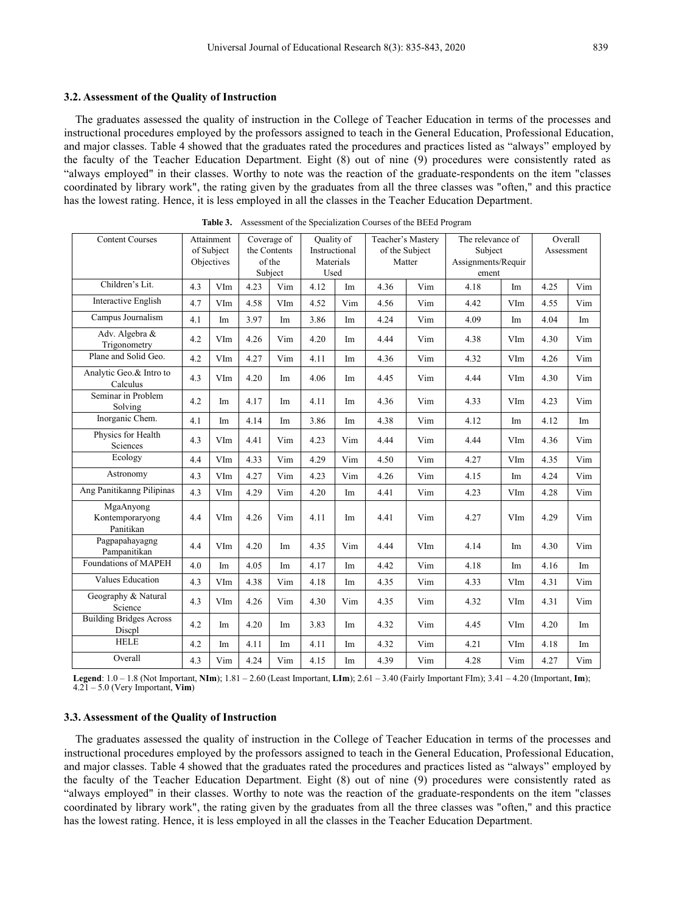### 3.2. Assessment of the Quality of Instruction

The graduates assessed the quality of instruction in the College of Teacher Education in terms of the processes and instructional procedures employed by the professors assigned to teach in the General Education, Professional Education, and major classes. Table 4 showed that the graduates rated the procedures and practices listed as "always" employed by the faculty of the Teacher Education Department. Eight (8) out of nine (9) procedures were consistently rated as "always employed" in their classes. Worthy to note was the reaction of the graduate-respondents on the item "classes coordinated by library work", the rating given by the graduates from all the three classes was "often," and this practice has the lowest rating. Hence, it is less employed in all the classes in the Teacher Education Department.

**Table 3.** Assessment of the Specialization Courses of the BEEd Program

| Content Courses | Attainment of Subject Objectives | | Coverage of the Contents of the Subject | | Quality of Instructional Materials Used | | Teacher's Mastery of the Subject Matter | | The relevance of Subject Assignments/Requirement | | Overall Assessment | |
|---|---|---|---|---|---|---|---|---|---|---|---|---|
| Children's Lit. | 4.3 | VIm | 4.23 | Vim | 4.12 | Im | 4.36 | Vim | 4.18 | Im | 4.25 | Vim |
| Interactive English | 4.7 | VIm | 4.58 | VIm | 4.52 | Vim | 4.56 | Vim | 4.42 | VIm | 4.55 | Vim |
| Campus Journalism | 4.1 | Im | 3.97 | Im | 3.86 | Im | 4.24 | Vim | 4.09 | Im | 4.04 | Im |
| Adv. Algebra & Trigonometry | 4.2 | VIm | 4.26 | Vim | 4.20 | Im | 4.44 | Vim | 4.38 | VIm | 4.30 | Vim |
| Plane and Solid Geo. | 4.2 | VIm | 4.27 | Vim | 4.11 | Im | 4.36 | Vim | 4.32 | VIm | 4.26 | Vim |
| Analytic Geo.& Intro to Calculus | 4.3 | VIm | 4.20 | Im | 4.06 | Im | 4.45 | Vim | 4.44 | VIm | 4.30 | Vim |
| Seminar in Problem Solving | 4.2 | Im | 4.17 | Im | 4.11 | Im | 4.36 | Vim | 4.33 | VIm | 4.23 | Vim |
| Inorganic Chem. | 4.1 | Im | 4.14 | Im | 3.86 | Im | 4.38 | Vim | 4.12 | Im | 4.12 | Im |
| Physics for Health Sciences | 4.3 | VIm | 4.41 | Vim | 4.23 | Vim | 4.44 | Vim | 4.44 | VIm | 4.36 | Vim |
| Ecology | 4.4 | VIm | 4.33 | Vim | 4.29 | Vim | 4.50 | Vim | 4.27 | VIm | 4.35 | Vim |
| Astronomy | 4.3 | VIm | 4.27 | Vim | 4.23 | Vim | 4.26 | Vim | 4.15 | Im | 4.24 | Vim |
| Ang Panitikanng Pilipinas | 4.3 | VIm | 4.29 | Vim | 4.20 | Im | 4.41 | Vim | 4.23 | VIm | 4.28 | Vim |
| MgaAnyong Kontemporaryong Panitikan | 4.4 | VIm | 4.26 | Vim | 4.11 | Im | 4.41 | Vim | 4.27 | VIm | 4.29 | Vim |
| Pagpapahayagng Pampanitikan | 4.4 | VIm | 4.20 | Im | 4.35 | Vim | 4.44 | VIm | 4.14 | Im | 4.30 | Vim |
| Foundations of MAPEH | 4.0 | Im | 4.05 | Im | 4.17 | Im | 4.42 | Vim | 4.18 | Im | 4.16 | Im |
| Values Education | 4.3 | VIm | 4.38 | Vim | 4.18 | Im | 4.35 | Vim | 4.33 | VIm | 4.31 | Vim |
| Geography & Natural Science | 4.3 | VIm | 4.26 | Vim | 4.30 | Vim | 4.35 | Vim | 4.32 | VIm | 4.31 | Vim |
| Building Bridges Across Discpl | 4.2 | Im | 4.20 | Im | 3.83 | Im | 4.32 | Vim | 4.45 | VIm | 4.20 | Im |
| HELE | 4.2 | Im | 4.11 | Im | 4.11 | Im | 4.32 | Vim | 4.21 | VIm | 4.18 | Im |
| Overall | 4.3 | Vim | 4.24 | Vim | 4.15 | Im | 4.39 | Vim | 4.28 | Vim | 4.27 | Vim |

**Legend**: 1.0 – 1.8 (Not Important, **NIm**); 1.81 – 2.60 (Least Important, **LIm**); 2.61 – 3.40 (Fairly Important FIm); 3.41 – 4.20 (Important, **Im**); 4.21 – 5.0 (Very Important, **Vim**)

### 3.3. Assessment of the Quality of Instruction

The graduates assessed the quality of instruction in the College of Teacher Education in terms of the processes and instructional procedures employed by the professors assigned to teach in the General Education, Professional Education, and major classes. Table 4 showed that the graduates rated the procedures and practices listed as "always" employed by the faculty of the Teacher Education Department. Eight (8) out of nine (9) procedures were consistently rated as "always employed" in their classes. Worthy to note was the reaction of the graduate-respondents on the item "classes coordinated by library work", the rating given by the graduates from all the three classes was "often," and this practice has the lowest rating. Hence, it is less employed in all the classes in the Teacher Education Department.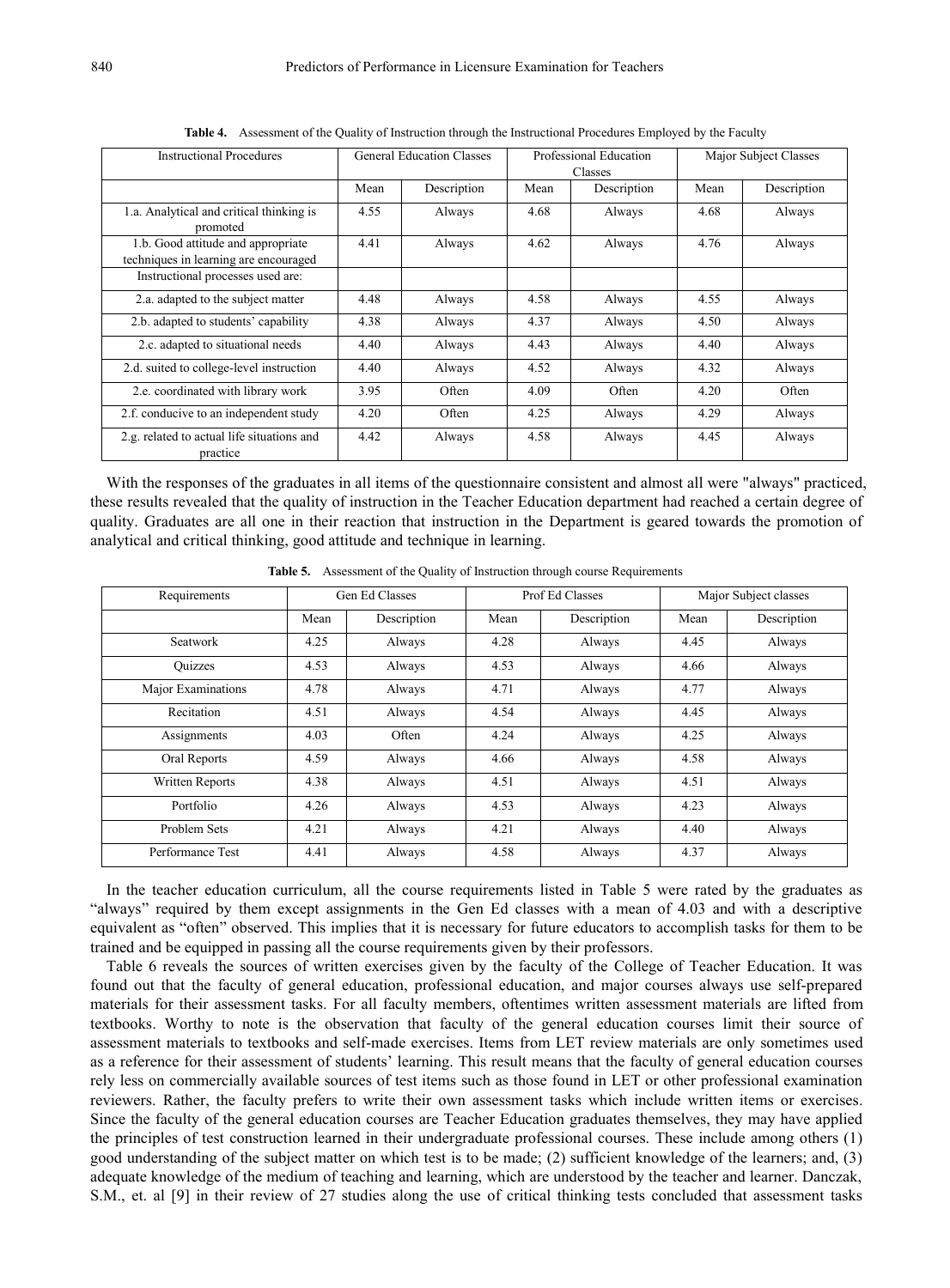**Table 4.** Assessment of the Quality of Instruction through the Instructional Procedures Employed by the Faculty

| Instructional Procedures | General Education Classes | | Professional Education Classes | | Major Subject Classes | |
|---|---|---|---|---|---|---|
| | Mean | Description | Mean | Description | Mean | Description |
| 1.a. Analytical and critical thinking is promoted | 4.55 | Always | 4.68 | Always | 4.68 | Always |
| 1.b. Good attitude and appropriate techniques in learning are encouraged | 4.41 | Always | 4.62 | Always | 4.76 | Always |
| Instructional processes used are: | | | | | | |
| 2.a. adapted to the subject matter | 4.48 | Always | 4.58 | Always | 4.55 | Always |
| 2.b. adapted to students' capability | 4.38 | Always | 4.37 | Always | 4.50 | Always |
| 2.c. adapted to situational needs | 4.40 | Always | 4.43 | Always | 4.40 | Always |
| 2.d. suited to college-level instruction | 4.40 | Always | 4.52 | Always | 4.32 | Always |
| 2.e. coordinated with library work | 3.95 | Often | 4.09 | Often | 4.20 | Often |
| 2.f. conducive to an independent study | 4.20 | Often | 4.25 | Always | 4.29 | Always |
| 2.g. related to actual life situations and practice | 4.42 | Always | 4.58 | Always | 4.45 | Always |

With the responses of the graduates in all items of the questionnaire consistent and almost all were "always" practiced, these results revealed that the quality of instruction in the Teacher Education department had reached a certain degree of quality. Graduates are all one in their reaction that instruction in the Department is geared towards the promotion of analytical and critical thinking, good attitude and technique in learning.

**Table 5.** Assessment of the Quality of Instruction through course Requirements

| Requirements | Gen Ed Classes | | Prof Ed Classes | | Major Subject classes | |
|---|---|---|---|---|---|---|
| | Mean | Description | Mean | Description | Mean | Description |
| Seatwork | 4.25 | Always | 4.28 | Always | 4.45 | Always |
| Quizzes | 4.53 | Always | 4.53 | Always | 4.66 | Always |
| Major Examinations | 4.78 | Always | 4.71 | Always | 4.77 | Always |
| Recitation | 4.51 | Always | 4.54 | Always | 4.45 | Always |
| Assignments | 4.03 | Often | 4.24 | Always | 4.25 | Always |
| Oral Reports | 4.59 | Always | 4.66 | Always | 4.58 | Always |
| Written Reports | 4.38 | Always | 4.51 | Always | 4.51 | Always |
| Portfolio | 4.26 | Always | 4.53 | Always | 4.23 | Always |
| Problem Sets | 4.21 | Always | 4.21 | Always | 4.40 | Always |
| Performance Test | 4.41 | Always | 4.58 | Always | 4.37 | Always |

In the teacher education curriculum, all the course requirements listed in Table 5 were rated by the graduates as "always" required by them except assignments in the Gen Ed classes with a mean of 4.03 and with a descriptive equivalent as "often" observed. This implies that it is necessary for future educators to accomplish tasks for them to be trained and be equipped in passing all the course requirements given by their professors.

Table 6 reveals the sources of written exercises given by the faculty of the College of Teacher Education. It was found out that the faculty of general education, professional education, and major courses always use self-prepared materials for their assessment tasks. For all faculty members, oftentimes written assessment materials are lifted from textbooks. Worthy to note is the observation that faculty of the general education courses limit their source of assessment materials to textbooks and self-made exercises. Items from LET review materials are only sometimes used as a reference for their assessment of students' learning. This result means that the faculty of general education courses rely less on commercially available sources of test items such as those found in LET or other professional examination reviewers. Rather, the faculty prefers to write their own assessment tasks which include written items or exercises. Since the faculty of the general education courses are Teacher Education graduates themselves, they may have applied the principles of test construction learned in their undergraduate professional courses. These include among others (1) good understanding of the subject matter on which test is to be made; (2) sufficient knowledge of the learners; and, (3) adequate knowledge of the medium of teaching and learning, which are understood by the teacher and learner. Danczak, S.M., et. al [9] in their review of 27 studies along the use of critical thinking tests concluded that assessment tasks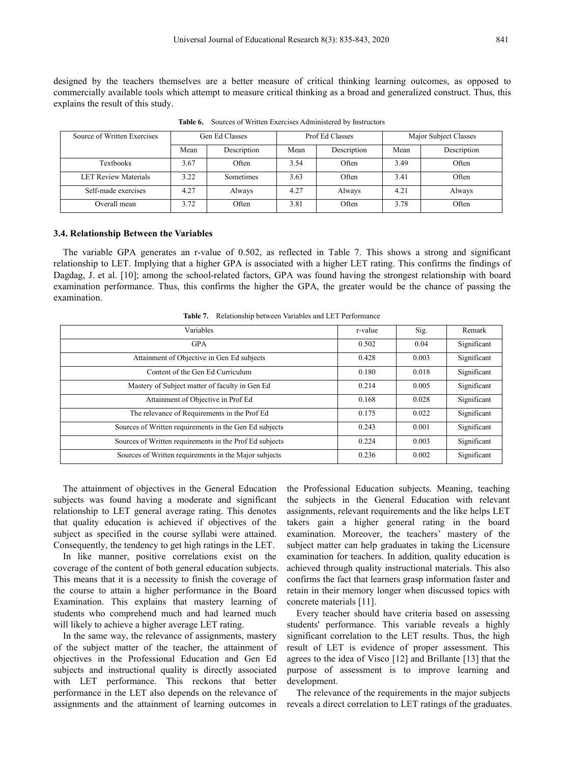designed by the teachers themselves are a better measure of critical thinking learning outcomes, as opposed to commercially available tools which attempt to measure critical thinking as a broad and generalized construct. Thus, this explains the result of this study.

**Table 6.** Sources of Written Exercises Administered by Instructors

| Source of Written Exercises | Gen Ed Classes | | Prof Ed Classes | | Major Subject Classes | |
|---|---|---|---|---|---|---|
| | Mean | Description | Mean | Description | Mean | Description |
| Textbooks | 3.67 | Often | 3.54 | Often | 3.49 | Often |
| LET Review Materials | 3.22 | Sometimes | 3.63 | Often | 3.41 | Often |
| Self-made exercises | 4.27 | Always | 4.27 | Always | 4.21 | Always |
| Overall mean | 3.72 | Often | 3.81 | Often | 3.78 | Often |

### 3.4. Relationship Between the Variables

The variable GPA generates an r-value of 0.502, as reflected in Table 7. This shows a strong and significant relationship to LET. Implying that a higher GPA is associated with a higher LET rating. This confirms the findings of Dagdag, J. et al. [10]; among the school-related factors, GPA was found having the strongest relationship with board examination performance. Thus, this confirms the higher the GPA, the greater would be the chance of passing the examination.

**Table 7.** Relationship between Variables and LET Performance

| Variables | r-value | Sig. | Remark |
|---|---|---|---|
| GPA | 0.502 | 0.04 | Significant |
| Attainment of Objective in Gen Ed subjects | 0.428 | 0.003 | Significant |
| Content of the Gen Ed Curriculum | 0.180 | 0.018 | Significant |
| Mastery of Subject matter of faculty in Gen Ed | 0.214 | 0.005 | Significant |
| Attainment of Objective in Prof Ed | 0.168 | 0.028 | Significant |
| The relevance of Requirements in the Prof Ed | 0.175 | 0.022 | Significant |
| Sources of Written requirements in the Gen Ed subjects | 0.243 | 0.001 | Significant |
| Sources of Written requirements in the Prof Ed subjects | 0.224 | 0.003 | Significant |
| Sources of Written requirements in the Major subjects | 0.236 | 0.002 | Significant |

The attainment of objectives in the General Education subjects was found having a moderate and significant relationship to LET general average rating. This denotes that quality education is achieved if objectives of the subject as specified in the course syllabi were attained. Consequently, the tendency to get high ratings in the LET.

In like manner, positive correlations exist on the coverage of the content of both general education subjects. This means that it is a necessity to finish the coverage of the course to attain a higher performance in the Board Examination. This explains that mastery learning of students who comprehend much and had learned much will likely to achieve a higher average LET rating.

In the same way, the relevance of assignments, mastery of the subject matter of the teacher, the attainment of objectives in the Professional Education and Gen Ed subjects and instructional quality is directly associated with LET performance. This reckons that better performance in the LET also depends on the relevance of assignments and the attainment of learning outcomes in the Professional Education subjects. Meaning, teaching the subjects in the General Education with relevant assignments, relevant requirements and the like helps LET takers gain a higher general rating in the board examination. Moreover, the teachers' mastery of the subject matter can help graduates in taking the Licensure examination for teachers. In addition, quality education is achieved through quality instructional materials. This also confirms the fact that learners grasp information faster and retain in their memory longer when discussed topics with concrete materials [11].

Every teacher should have criteria based on assessing students' performance. This variable reveals a highly significant correlation to the LET results. Thus, the high result of LET is evidence of proper assessment. This agrees to the idea of Visco [12] and Brillante [13] that the purpose of assessment is to improve learning and development.

The relevance of the requirements in the major subjects reveals a direct correlation to LET ratings of the graduates.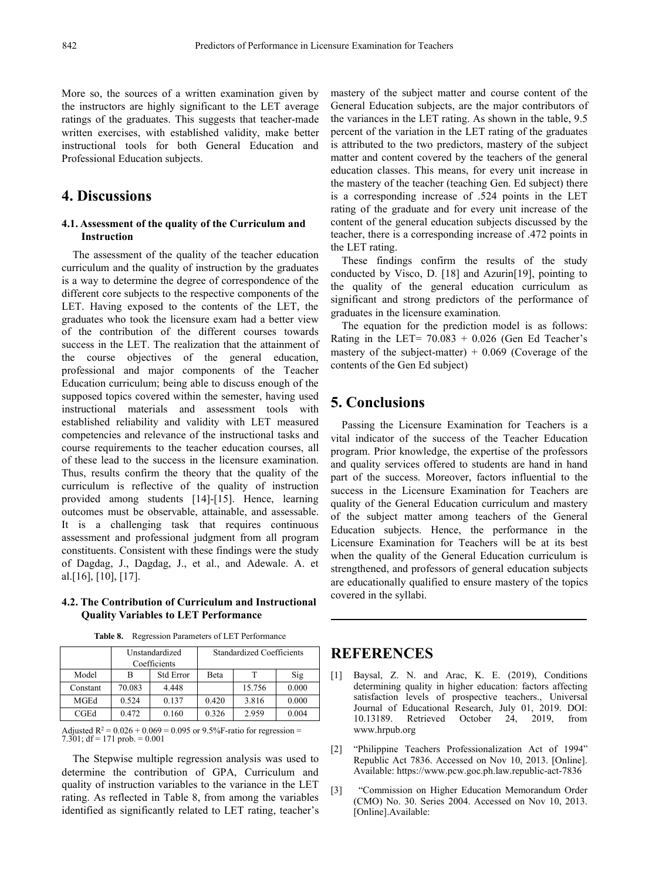More so, the sources of a written examination given by the instructors are highly significant to the LET average ratings of the graduates. This suggests that teacher-made written exercises, with established validity, make better instructional tools for both General Education and Professional Education subjects.

# 4. Discussions

## 4.1. Assessment of the quality of the Curriculum and Instruction

The assessment of the quality of the teacher education curriculum and the quality of instruction by the graduates is a way to determine the degree of correspondence of the different core subjects to the respective components of the LET. Having exposed to the contents of the LET, the graduates who took the licensure exam had a better view of the contribution of the different courses towards success in the LET. The realization that the attainment of the course objectives of the general education, professional and major components of the Teacher Education curriculum; being able to discuss enough of the supposed topics covered within the semester, having used instructional materials and assessment tools with established reliability and validity with LET measured competencies and relevance of the instructional tasks and course requirements to the teacher education courses, all of these lead to the success in the licensure examination. Thus, results confirm the theory that the quality of the curriculum is reflective of the quality of instruction provided among students [14]-[15]. Hence, learning outcomes must be observable, attainable, and assessable. It is a challenging task that requires continuous assessment and professional judgment from all program constituents. Consistent with these findings were the study of Dagdag, J., Dagdag, J., et al., and Adewale. A. et al.[16], [10], [17].

## 4.2. The Contribution of Curriculum and Instructional Quality Variables to LET Performance

**Table 8.** Regression Parameters of LET Performance

| | Unstandardized Coefficients | | Standardized Coefficients | | |
|---|---|---|---|---|---|
| Model | B | Std Error | Beta | T | Sig |
| Constant | 70.083 | 4.448 | | 15.756 | 0.000 |
| MGEd | 0.524 | 0.137 | 0.420 | 3.816 | 0.000 |
| CGEd | 0.472 | 0.160 | 0.326 | 2.959 | 0.004 |

Adjusted $R^2$ = 0.026 + 0.069 = 0.095 or 9.5%F-ratio for regression = 7.301; df = 171 prob. = 0.001

The Stepwise multiple regression analysis was used to determine the contribution of GPA, Curriculum and quality of instruction variables to the variance in the LET rating. As reflected in Table 8, from among the variables identified as significantly related to LET rating, teacher's mastery of the subject matter and course content of the General Education subjects, are the major contributors of the variances in the LET rating. As shown in the table, 9.5 percent of the variation in the LET rating of the graduates is attributed to the two predictors, mastery of the subject matter and content covered by the teachers of the general education classes. This means, for every unit increase in the mastery of the teacher (teaching Gen. Ed subject) there is a corresponding increase of .524 points in the LET rating of the graduate and for every unit increase of the content of the general education subjects discussed by the teacher, there is a corresponding increase of .472 points in the LET rating.

These findings confirm the results of the study conducted by Visco, D. [18] and Azurin[19], pointing to the quality of the general education curriculum as significant and strong predictors of the performance of graduates in the licensure examination.

The equation for the prediction model is as follows: Rating in the LET= 70.083 + 0.026 (Gen Ed Teacher's mastery of the subject-matter) + 0.069 (Coverage of the contents of the Gen Ed subject)

# 5. Conclusions

Passing the Licensure Examination for Teachers is a vital indicator of the success of the Teacher Education program. Prior knowledge, the expertise of the professors and quality services offered to students are hand in hand part of the success. Moreover, factors influential to the success in the Licensure Examination for Teachers are quality of the General Education curriculum and mastery of the subject matter among teachers of the General Education subjects. Hence, the performance in the Licensure Examination for Teachers will be at its best when the quality of the General Education curriculum is strengthened, and professors of general education subjects are educationally qualified to ensure mastery of the topics covered in the syllabi.

# REFERENCES

[1] Baysal, Z. N. and Arac, K. E. (2019), Conditions determining quality in higher education: factors affecting satisfaction levels of prospective teachers., Universal Journal of Educational Research, July 01, 2019. DOI: 10.13189. Retrieved October 24, 2019, from www.hrpub.org

[2] "Philippine Teachers Professionalization Act of 1994" Republic Act 7836. Accessed on Nov 10, 2013. [Online]. Available: https://www.pcw.goc.ph.law.republic-act-7836

[3] "Commission on Higher Education Memorandum Order (CMO) No. 30. Series 2004. Accessed on Nov 10, 2013. [Online].Available: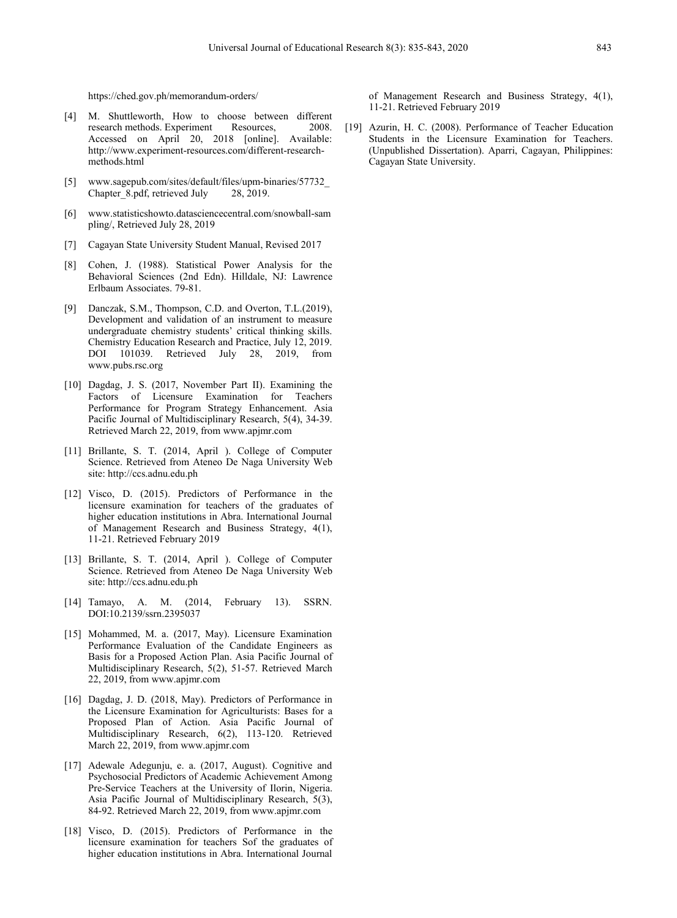https://ched.gov.ph/memorandum-orders/

[4] M. Shuttleworth, How to choose between different research methods. Experiment Resources, 2008. Accessed on April 20, 2018 [online]. Available: http://www.experiment-resources.com/different-research-methods.html

[5] www.sagepub.com/sites/default/files/upm-binaries/57732_Chapter_8.pdf, retrieved July 28, 2019.

[6] www.statisticshowto.datasciencecentral.com/snowball-sampling/, Retrieved July 28, 2019

[7] Cagayan State University Student Manual, Revised 2017

[8] Cohen, J. (1988). Statistical Power Analysis for the Behavioral Sciences (2nd Edn). Hilldale, NJ: Lawrence Erlbaum Associates. 79-81.

[9] Danczak, S.M., Thompson, C.D. and Overton, T.L.(2019), Development and validation of an instrument to measure undergraduate chemistry students' critical thinking skills. Chemistry Education Research and Practice, July 12, 2019. DOI 101039. Retrieved July 28, 2019, from www.pubs.rsc.org

[10] Dagdag, J. S. (2017, November Part II). Examining the Factors of Licensure Examination for Teachers Performance for Program Strategy Enhancement. Asia Pacific Journal of Multidisciplinary Research, 5(4), 34-39. Retrieved March 22, 2019, from www.apjmr.com

[11] Brillante, S. T. (2014, April ). College of Computer Science. Retrieved from Ateneo De Naga University Web site: http://ccs.adnu.edu.ph

[12] Visco, D. (2015). Predictors of Performance in the licensure examination for teachers of the graduates of higher education institutions in Abra. International Journal of Management Research and Business Strategy, 4(1), 11-21. Retrieved February 2019

[13] Brillante, S. T. (2014, April ). College of Computer Science. Retrieved from Ateneo De Naga University Web site: http://ccs.adnu.edu.ph

[14] Tamayo, A. M. (2014, February 13). SSRN. DOI:10.2139/ssrn.2395037

[15] Mohammed, M. a. (2017, May). Licensure Examination Performance Evaluation of the Candidate Engineers as Basis for a Proposed Action Plan. Asia Pacific Journal of Multidisciplinary Research, 5(2), 51-57. Retrieved March 22, 2019, from www.apjmr.com

[16] Dagdag, J. D. (2018, May). Predictors of Performance in the Licensure Examination for Agriculturists: Bases for a Proposed Plan of Action. Asia Pacific Journal of Multidisciplinary Research, 6(2), 113-120. Retrieved March 22, 2019, from www.apjmr.com

[17] Adewale Adegunju, e. a. (2017, August). Cognitive and Psychosocial Predictors of Academic Achievement Among Pre-Service Teachers at the University of Ilorin, Nigeria. Asia Pacific Journal of Multidisciplinary Research, 5(3), 84-92. Retrieved March 22, 2019, from www.apjmr.com

[18] Visco, D. (2015). Predictors of Performance in the licensure examination for teachers Sof the graduates of higher education institutions in Abra. International Journal of Management Research and Business Strategy, 4(1), 11-21. Retrieved February 2019

[19] Azurin, H. C. (2008). Performance of Teacher Education Students in the Licensure Examination for Teachers. (Unpublished Dissertation). Aparri, Cagayan, Philippines: Cagayan State University.